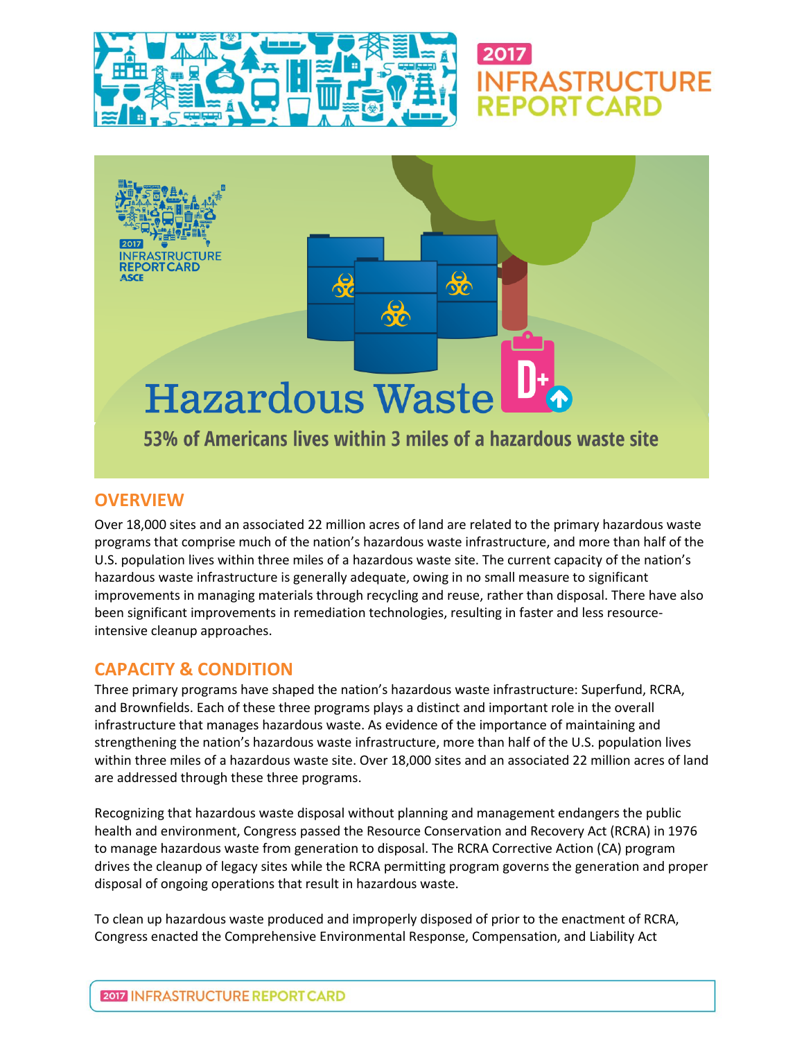# Hazardous Waste D+

**53% of Americans lives within 3 miles of a hazardous waste site**

## OVERVIEW

Over 18,000 sites and an associated 22 million acres of land are related to the primary hazardous waste programs that comprise much of the nation's hazardous waste infrastructure, and more than half of the U.S. population lives within three miles of a hazardous waste site. The current capacity of the nation's hazardous waste infrastructure is generally adequate, owing in no small measure to significant improvements in managing materials through recycling and reuse, rather than disposal. There have also been significant improvements in remediation technologies, resulting in faster and less resource-intensive cleanup approaches.

## CAPACITY & CONDITION

Three primary programs have shaped the nation's hazardous waste infrastructure: Superfund, RCRA, and Brownfields. Each of these three programs plays a distinct and important role in the overall infrastructure that manages hazardous waste. As evidence of the importance of maintaining and strengthening the nation's hazardous waste infrastructure, more than half of the U.S. population lives within three miles of a hazardous waste site. Over 18,000 sites and an associated 22 million acres of land are addressed through these three programs.

Recognizing that hazardous waste disposal without planning and management endangers the public health and environment, Congress passed the Resource Conservation and Recovery Act (RCRA) in 1976 to manage hazardous waste from generation to disposal. The RCRA Corrective Action (CA) program drives the cleanup of legacy sites while the RCRA permitting program governs the generation and proper disposal of ongoing operations that result in hazardous waste.

To clean up hazardous waste produced and improperly disposed of prior to the enactment of RCRA, Congress enacted the Comprehensive Environmental Response, Compensation, and Liability Act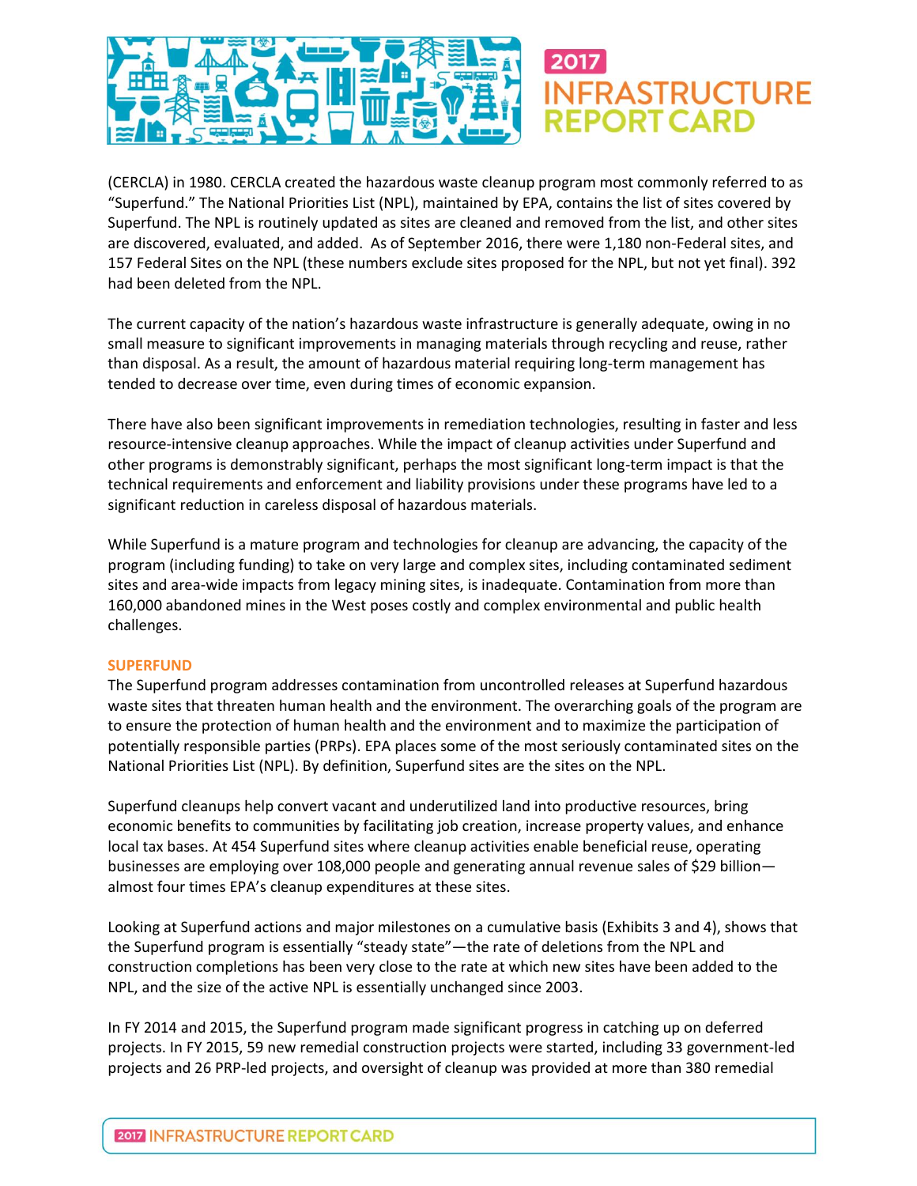(CERCLA) in 1980. CERCLA created the hazardous waste cleanup program most commonly referred to as "Superfund." The National Priorities List (NPL), maintained by EPA, contains the list of sites covered by Superfund. The NPL is routinely updated as sites are cleaned and removed from the list, and other sites are discovered, evaluated, and added. As of September 2016, there were 1,180 non-Federal sites, and 157 Federal Sites on the NPL (these numbers exclude sites proposed for the NPL, but not yet final). 392 had been deleted from the NPL.

The current capacity of the nation's hazardous waste infrastructure is generally adequate, owing in no small measure to significant improvements in managing materials through recycling and reuse, rather than disposal. As a result, the amount of hazardous material requiring long-term management has tended to decrease over time, even during times of economic expansion.

There have also been significant improvements in remediation technologies, resulting in faster and less resource-intensive cleanup approaches. While the impact of cleanup activities under Superfund and other programs is demonstrably significant, perhaps the most significant long-term impact is that the technical requirements and enforcement and liability provisions under these programs have led to a significant reduction in careless disposal of hazardous materials.

While Superfund is a mature program and technologies for cleanup are advancing, the capacity of the program (including funding) to take on very large and complex sites, including contaminated sediment sites and area-wide impacts from legacy mining sites, is inadequate. Contamination from more than 160,000 abandoned mines in the West poses costly and complex environmental and public health challenges.

## SUPERFUND

The Superfund program addresses contamination from uncontrolled releases at Superfund hazardous waste sites that threaten human health and the environment. The overarching goals of the program are to ensure the protection of human health and the environment and to maximize the participation of potentially responsible parties (PRPs). EPA places some of the most seriously contaminated sites on the National Priorities List (NPL). By definition, Superfund sites are the sites on the NPL.

Superfund cleanups help convert vacant and underutilized land into productive resources, bring economic benefits to communities by facilitating job creation, increase property values, and enhance local tax bases. At 454 Superfund sites where cleanup activities enable beneficial reuse, operating businesses are employing over 108,000 people and generating annual revenue sales of $29 billion—almost four times EPA's cleanup expenditures at these sites.

Looking at Superfund actions and major milestones on a cumulative basis (Exhibits 3 and 4), shows that the Superfund program is essentially "steady state"—the rate of deletions from the NPL and construction completions has been very close to the rate at which new sites have been added to the NPL, and the size of the active NPL is essentially unchanged since 2003.

In FY 2014 and 2015, the Superfund program made significant progress in catching up on deferred projects. In FY 2015, 59 new remedial construction projects were started, including 33 government-led projects and 26 PRP-led projects, and oversight of cleanup was provided at more than 380 remedial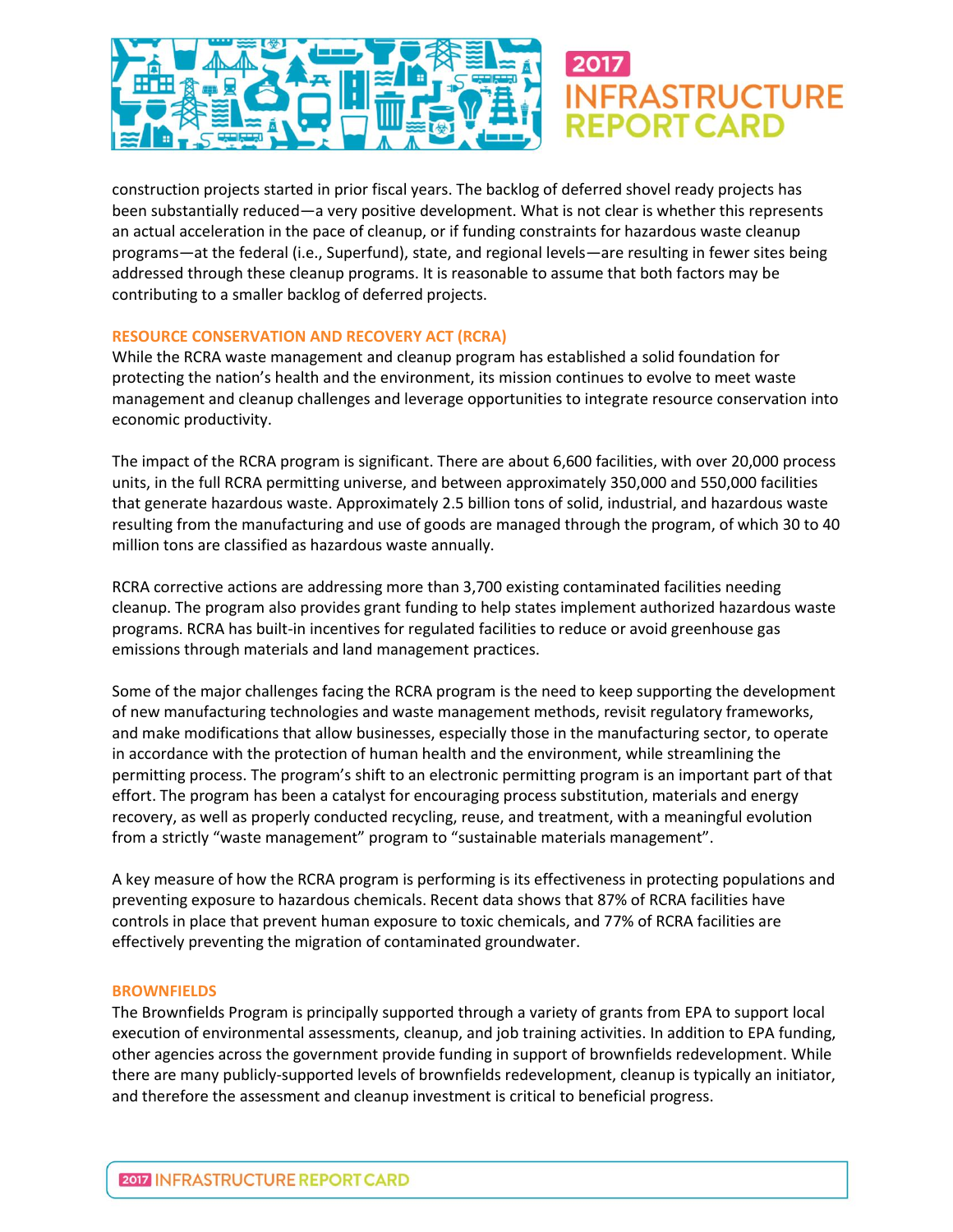construction projects started in prior fiscal years. The backlog of deferred shovel ready projects has been substantially reduced—a very positive development. What is not clear is whether this represents an actual acceleration in the pace of cleanup, or if funding constraints for hazardous waste cleanup programs—at the federal (i.e., Superfund), state, and regional levels—are resulting in fewer sites being addressed through these cleanup programs. It is reasonable to assume that both factors may be contributing to a smaller backlog of deferred projects.

## RESOURCE CONSERVATION AND RECOVERY ACT (RCRA)

While the RCRA waste management and cleanup program has established a solid foundation for protecting the nation's health and the environment, its mission continues to evolve to meet waste management and cleanup challenges and leverage opportunities to integrate resource conservation into economic productivity.

The impact of the RCRA program is significant. There are about 6,600 facilities, with over 20,000 process units, in the full RCRA permitting universe, and between approximately 350,000 and 550,000 facilities that generate hazardous waste. Approximately 2.5 billion tons of solid, industrial, and hazardous waste resulting from the manufacturing and use of goods are managed through the program, of which 30 to 40 million tons are classified as hazardous waste annually.

RCRA corrective actions are addressing more than 3,700 existing contaminated facilities needing cleanup. The program also provides grant funding to help states implement authorized hazardous waste programs. RCRA has built-in incentives for regulated facilities to reduce or avoid greenhouse gas emissions through materials and land management practices.

Some of the major challenges facing the RCRA program is the need to keep supporting the development of new manufacturing technologies and waste management methods, revisit regulatory frameworks, and make modifications that allow businesses, especially those in the manufacturing sector, to operate in accordance with the protection of human health and the environment, while streamlining the permitting process. The program's shift to an electronic permitting program is an important part of that effort. The program has been a catalyst for encouraging process substitution, materials and energy recovery, as well as properly conducted recycling, reuse, and treatment, with a meaningful evolution from a strictly "waste management" program to "sustainable materials management".

A key measure of how the RCRA program is performing is its effectiveness in protecting populations and preventing exposure to hazardous chemicals. Recent data shows that 87% of RCRA facilities have controls in place that prevent human exposure to toxic chemicals, and 77% of RCRA facilities are effectively preventing the migration of contaminated groundwater.

## BROWNFIELDS

The Brownfields Program is principally supported through a variety of grants from EPA to support local execution of environmental assessments, cleanup, and job training activities. In addition to EPA funding, other agencies across the government provide funding in support of brownfields redevelopment. While there are many publicly-supported levels of brownfields redevelopment, cleanup is typically an initiator, and therefore the assessment and cleanup investment is critical to beneficial progress.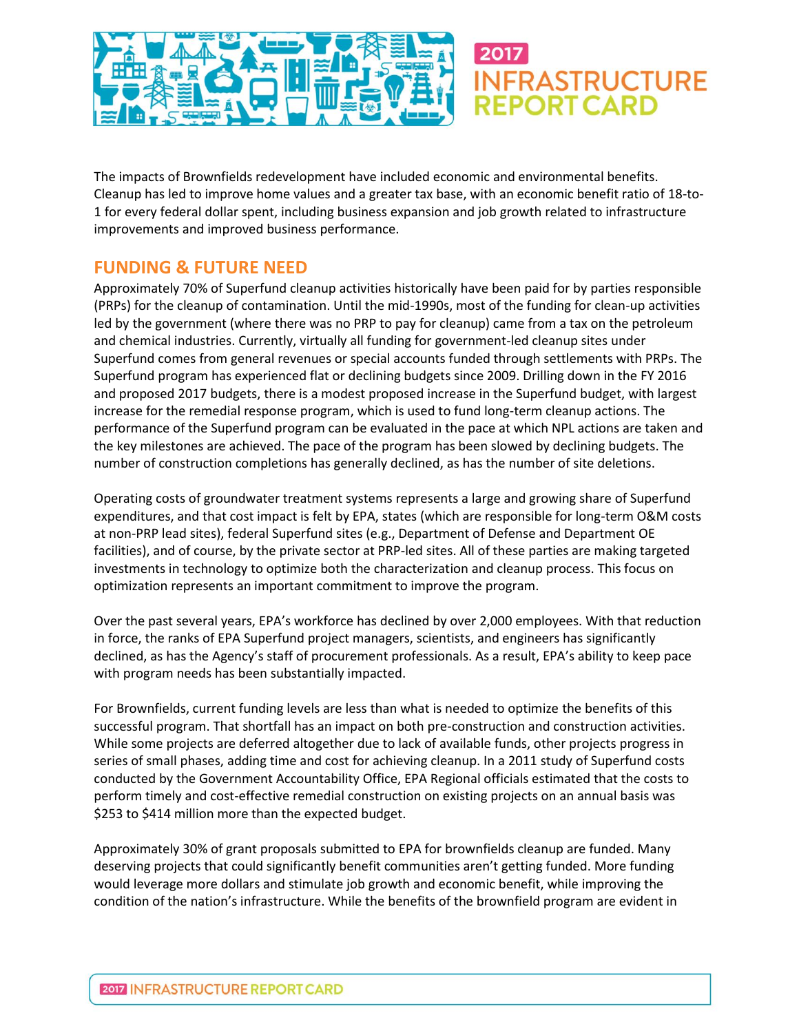The impacts of Brownfields redevelopment have included economic and environmental benefits. Cleanup has led to improve home values and a greater tax base, with an economic benefit ratio of 18-to-1 for every federal dollar spent, including business expansion and job growth related to infrastructure improvements and improved business performance.

## FUNDING & FUTURE NEED

Approximately 70% of Superfund cleanup activities historically have been paid for by parties responsible (PRPs) for the cleanup of contamination. Until the mid-1990s, most of the funding for clean-up activities led by the government (where there was no PRP to pay for cleanup) came from a tax on the petroleum and chemical industries. Currently, virtually all funding for government-led cleanup sites under Superfund comes from general revenues or special accounts funded through settlements with PRPs. The Superfund program has experienced flat or declining budgets since 2009. Drilling down in the FY 2016 and proposed 2017 budgets, there is a modest proposed increase in the Superfund budget, with largest increase for the remedial response program, which is used to fund long-term cleanup actions. The performance of the Superfund program can be evaluated in the pace at which NPL actions are taken and the key milestones are achieved. The pace of the program has been slowed by declining budgets. The number of construction completions has generally declined, as has the number of site deletions.

Operating costs of groundwater treatment systems represents a large and growing share of Superfund expenditures, and that cost impact is felt by EPA, states (which are responsible for long-term O&M costs at non-PRP lead sites), federal Superfund sites (e.g., Department of Defense and Department OE facilities), and of course, by the private sector at PRP-led sites. All of these parties are making targeted investments in technology to optimize both the characterization and cleanup process. This focus on optimization represents an important commitment to improve the program.

Over the past several years, EPA's workforce has declined by over 2,000 employees. With that reduction in force, the ranks of EPA Superfund project managers, scientists, and engineers has significantly declined, as has the Agency's staff of procurement professionals. As a result, EPA's ability to keep pace with program needs has been substantially impacted.

For Brownfields, current funding levels are less than what is needed to optimize the benefits of this successful program. That shortfall has an impact on both pre-construction and construction activities. While some projects are deferred altogether due to lack of available funds, other projects progress in series of small phases, adding time and cost for achieving cleanup. In a 2011 study of Superfund costs conducted by the Government Accountability Office, EPA Regional officials estimated that the costs to perform timely and cost-effective remedial construction on existing projects on an annual basis was $253 to $414 million more than the expected budget.

Approximately 30% of grant proposals submitted to EPA for brownfields cleanup are funded. Many deserving projects that could significantly benefit communities aren't getting funded. More funding would leverage more dollars and stimulate job growth and economic benefit, while improving the condition of the nation's infrastructure. While the benefits of the brownfield program are evident in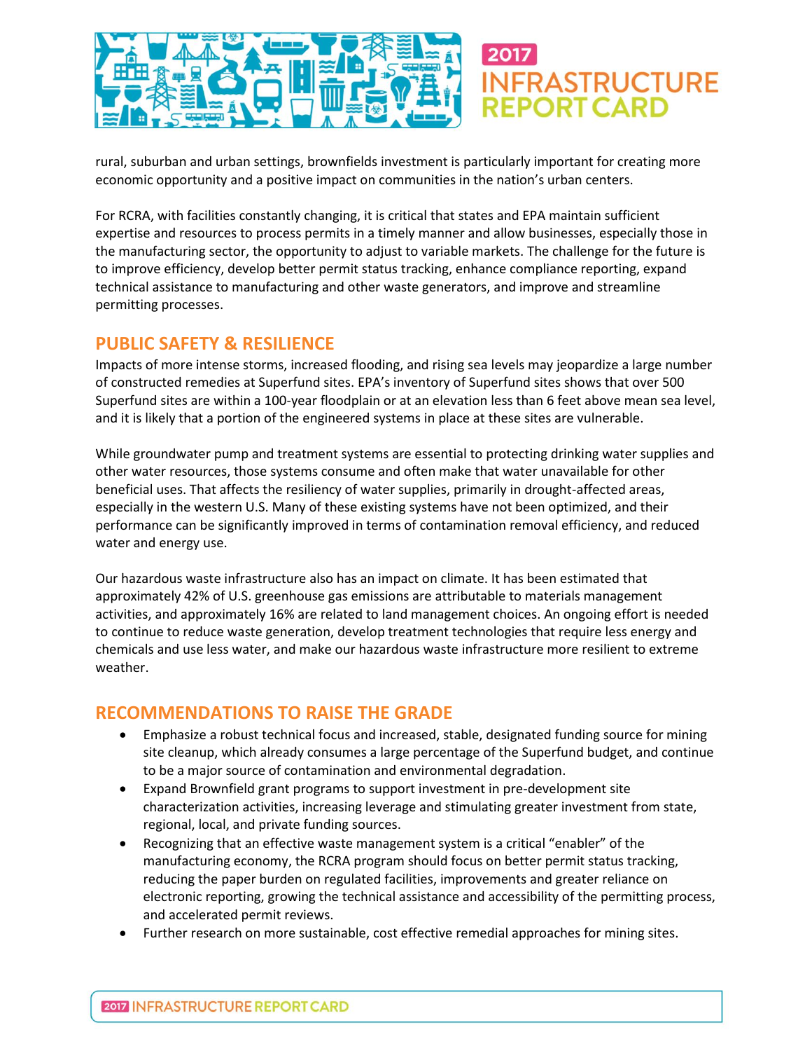rural, suburban and urban settings, brownfields investment is particularly important for creating more economic opportunity and a positive impact on communities in the nation's urban centers.

For RCRA, with facilities constantly changing, it is critical that states and EPA maintain sufficient expertise and resources to process permits in a timely manner and allow businesses, especially those in the manufacturing sector, the opportunity to adjust to variable markets. The challenge for the future is to improve efficiency, develop better permit status tracking, enhance compliance reporting, expand technical assistance to manufacturing and other waste generators, and improve and streamline permitting processes.

## PUBLIC SAFETY & RESILIENCE

Impacts of more intense storms, increased flooding, and rising sea levels may jeopardize a large number of constructed remedies at Superfund sites. EPA's inventory of Superfund sites shows that over 500 Superfund sites are within a 100-year floodplain or at an elevation less than 6 feet above mean sea level, and it is likely that a portion of the engineered systems in place at these sites are vulnerable.

While groundwater pump and treatment systems are essential to protecting drinking water supplies and other water resources, those systems consume and often make that water unavailable for other beneficial uses. That affects the resiliency of water supplies, primarily in drought-affected areas, especially in the western U.S. Many of these existing systems have not been optimized, and their performance can be significantly improved in terms of contamination removal efficiency, and reduced water and energy use.

Our hazardous waste infrastructure also has an impact on climate. It has been estimated that approximately 42% of U.S. greenhouse gas emissions are attributable to materials management activities, and approximately 16% are related to land management choices. An ongoing effort is needed to continue to reduce waste generation, develop treatment technologies that require less energy and chemicals and use less water, and make our hazardous waste infrastructure more resilient to extreme weather.

## RECOMMENDATIONS TO RAISE THE GRADE

- Emphasize a robust technical focus and increased, stable, designated funding source for mining site cleanup, which already consumes a large percentage of the Superfund budget, and continue to be a major source of contamination and environmental degradation.
- Expand Brownfield grant programs to support investment in pre-development site characterization activities, increasing leverage and stimulating greater investment from state, regional, local, and private funding sources.
- Recognizing that an effective waste management system is a critical "enabler" of the manufacturing economy, the RCRA program should focus on better permit status tracking, reducing the paper burden on regulated facilities, improvements and greater reliance on electronic reporting, growing the technical assistance and accessibility of the permitting process, and accelerated permit reviews.
- Further research on more sustainable, cost effective remedial approaches for mining sites.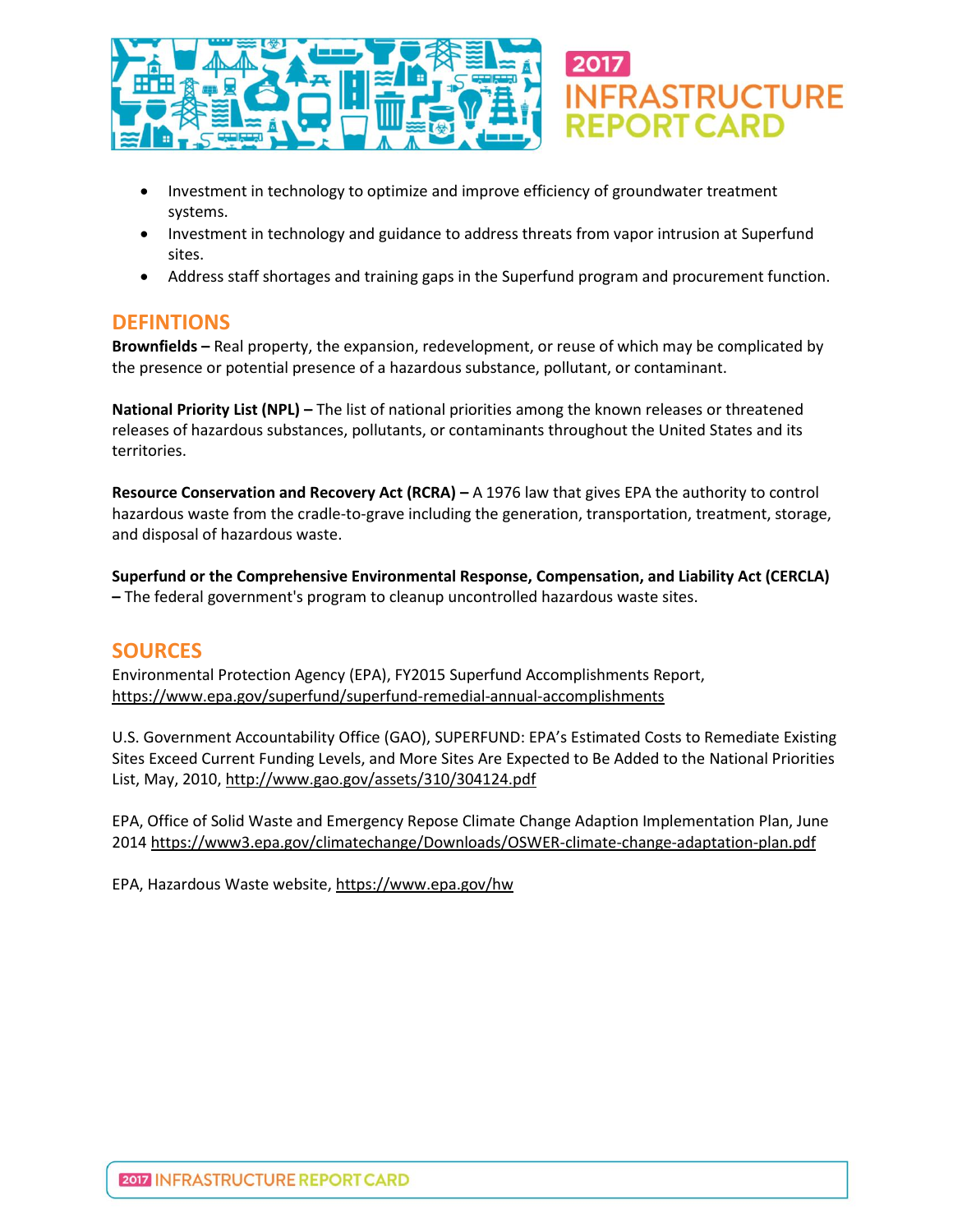- Investment in technology to optimize and improve efficiency of groundwater treatment systems.
- Investment in technology and guidance to address threats from vapor intrusion at Superfund sites.
- Address staff shortages and training gaps in the Superfund program and procurement function.

## DEFINTIONS

**Brownfields –** Real property, the expansion, redevelopment, or reuse of which may be complicated by the presence or potential presence of a hazardous substance, pollutant, or contaminant.

**National Priority List (NPL) –** The list of national priorities among the known releases or threatened releases of hazardous substances, pollutants, or contaminants throughout the United States and its territories.

**Resource Conservation and Recovery Act (RCRA) –** A 1976 law that gives EPA the authority to control hazardous waste from the cradle-to-grave including the generation, transportation, treatment, storage, and disposal of hazardous waste.

**Superfund or the Comprehensive Environmental Response, Compensation, and Liability Act (CERCLA) –** The federal government's program to cleanup uncontrolled hazardous waste sites.

## SOURCES

Environmental Protection Agency (EPA), FY2015 Superfund Accomplishments Report, https://www.epa.gov/superfund/superfund-remedial-annual-accomplishments

U.S. Government Accountability Office (GAO), SUPERFUND: EPA's Estimated Costs to Remediate Existing Sites Exceed Current Funding Levels, and More Sites Are Expected to Be Added to the National Priorities List, May, 2010, http://www.gao.gov/assets/310/304124.pdf

EPA, Office of Solid Waste and Emergency Repose Climate Change Adaption Implementation Plan, June 2014 https://www3.epa.gov/climatechange/Downloads/OSWER-climate-change-adaptation-plan.pdf

EPA, Hazardous Waste website, https://www.epa.gov/hw